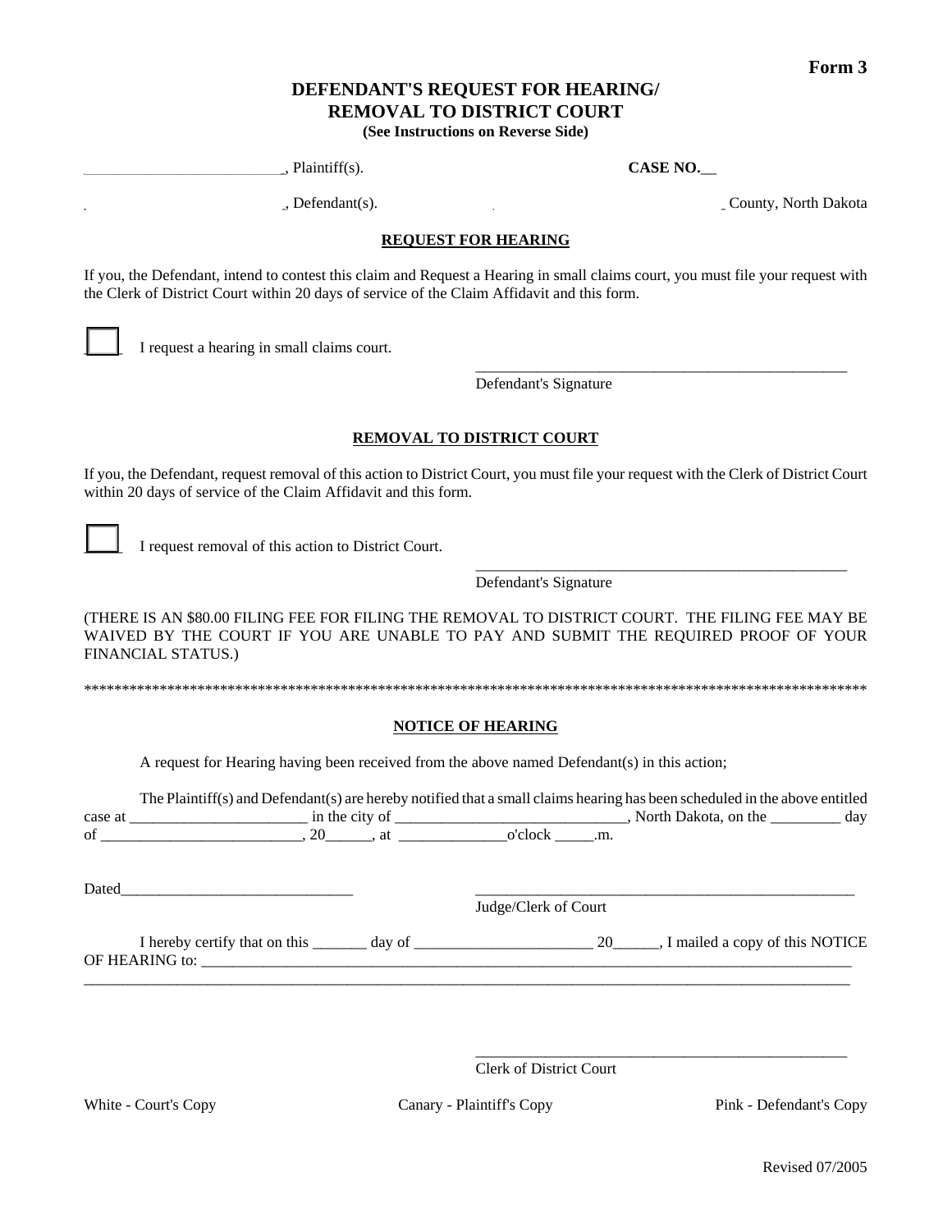**Form 3**

# DEFENDANT'S REQUEST FOR HEARING/ REMOVAL TO DISTRICT COURT

**(See Instructions on Reverse Side)**

___________________________, Plaintiff(s). **CASE NO.__**

___________________________, Defendant(s). ___________________________ County, North Dakota

## REQUEST FOR HEARING

If you, the Defendant, intend to contest this claim and Request a Hearing in small claims court, you must file your request with the Clerk of District Court within 20 days of service of the Claim Affidavit and this form.

☐ I request a hearing in small claims court.

_________________________________________________
Defendant's Signature

## REMOVAL TO DISTRICT COURT

If you, the Defendant, request removal of this action to District Court, you must file your request with the Clerk of District Court within 20 days of service of the Claim Affidavit and this form.

☐ I request removal of this action to District Court.

_________________________________________________
Defendant's Signature

(THERE IS AN $80.00 FILING FEE FOR FILING THE REMOVAL TO DISTRICT COURT. THE FILING FEE MAY BE WAIVED BY THE COURT IF YOU ARE UNABLE TO PAY AND SUBMIT THE REQUIRED PROOF OF YOUR FINANCIAL STATUS.)

***********************************************************************************************************

## NOTICE OF HEARING

A request for Hearing having been received from the above named Defendant(s) in this action;

The Plaintiff(s) and Defendant(s) are hereby notified that a small claims hearing has been scheduled in the above entitled case at ______________________ in the city of ______________________________, North Dakota, on the _________ day of __________________________, 20______, at ______________o'clock _____.m.

Dated______________________________

___________________________________________________
Judge/Clerk of Court

I hereby certify that on this _______ day of _______________________ 20______, I mailed a copy of this NOTICE OF HEARING to: ____________________________________________________________________________________
______________________________________________________________________________________________________

_________________________________________________
Clerk of District Court

White - Court's Copy Canary - Plaintiff's Copy Pink - Defendant's Copy

Revised 07/2005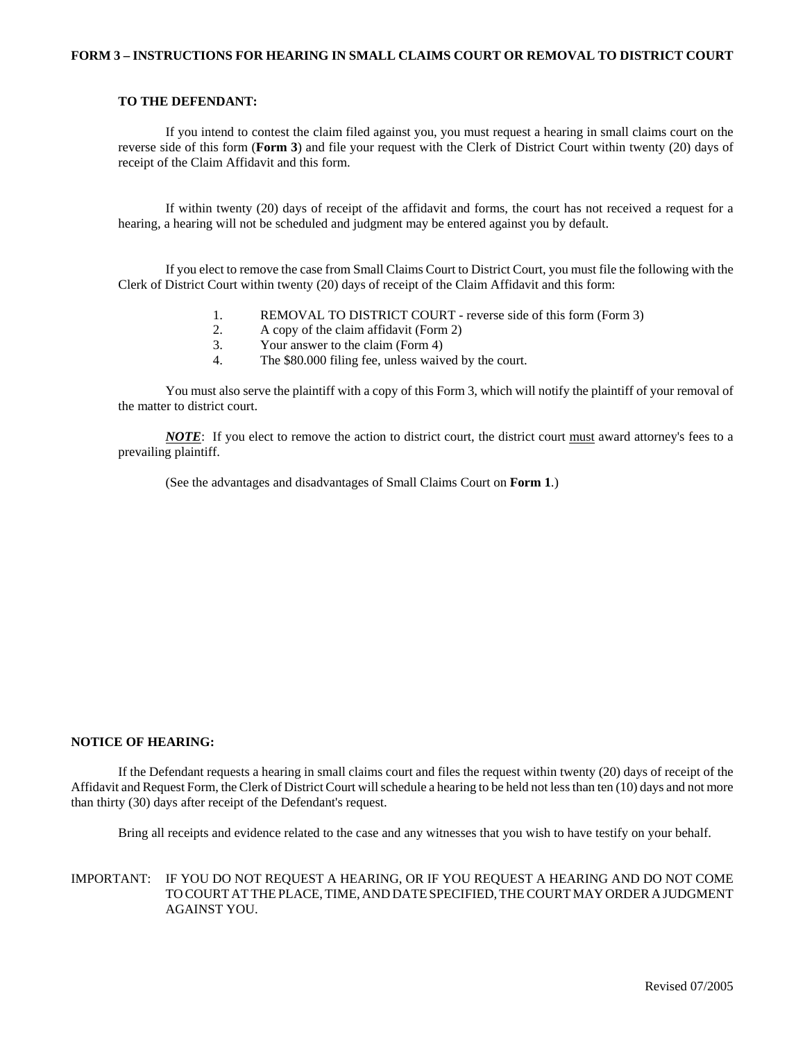# FORM 3 – INSTRUCTIONS FOR HEARING IN SMALL CLAIMS COURT OR REMOVAL TO DISTRICT COURT

**TO THE DEFENDANT:**

If you intend to contest the claim filed against you, you must request a hearing in small claims court on the reverse side of this form (**Form 3**) and file your request with the Clerk of District Court within twenty (20) days of receipt of the Claim Affidavit and this form.

If within twenty (20) days of receipt of the affidavit and forms, the court has not received a request for a hearing, a hearing will not be scheduled and judgment may be entered against you by default.

If you elect to remove the case from Small Claims Court to District Court, you must file the following with the Clerk of District Court within twenty (20) days of receipt of the Claim Affidavit and this form:

1. REMOVAL TO DISTRICT COURT - reverse side of this form (Form 3)
2. A copy of the claim affidavit (Form 2)
3. Your answer to the claim (Form 4)
4. The $80.000 filing fee, unless waived by the court.

You must also serve the plaintiff with a copy of this Form 3, which will notify the plaintiff of your removal of the matter to district court.

***NOTE***: If you elect to remove the action to district court, the district court must award attorney's fees to a prevailing plaintiff.

(See the advantages and disadvantages of Small Claims Court on **Form 1**.)

**NOTICE OF HEARING:**

If the Defendant requests a hearing in small claims court and files the request within twenty (20) days of receipt of the Affidavit and Request Form, the Clerk of District Court will schedule a hearing to be held not less than ten (10) days and not more than thirty (30) days after receipt of the Defendant's request.

Bring all receipts and evidence related to the case and any witnesses that you wish to have testify on your behalf.

IMPORTANT: IF YOU DO NOT REQUEST A HEARING, OR IF YOU REQUEST A HEARING AND DO NOT COME TO COURT AT THE PLACE, TIME, AND DATE SPECIFIED, THE COURT MAY ORDER A JUDGMENT AGAINST YOU.

Revised 07/2005